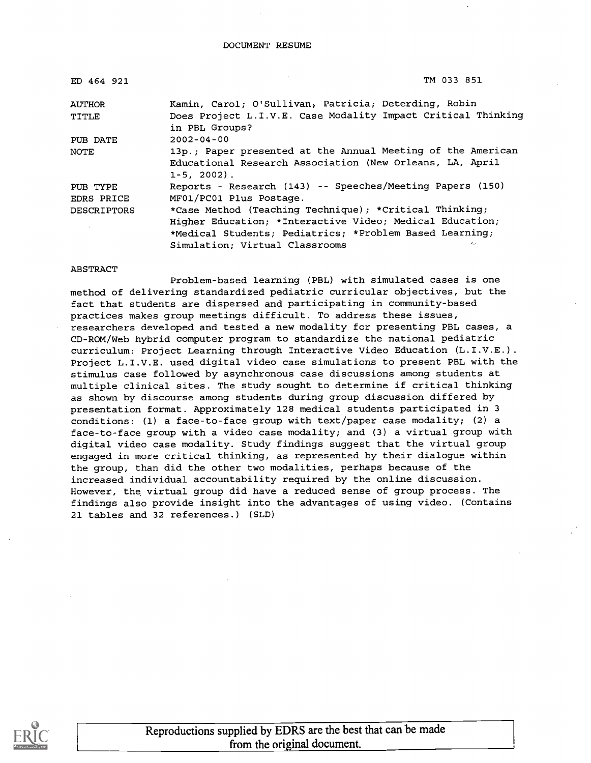DOCUMENT RESUME

| | |
|---|---|
| ED 464 921 | TM 033 851 |
| AUTHOR | Kamin, Carol; O'Sullivan, Patricia; Deterding, Robin |
| TITLE | Does Project L.I.V.E. Case Modality Impact Critical Thinking in PBL Groups? |
| PUB DATE | 2002-04-00 |
| NOTE | 13p.; Paper presented at the Annual Meeting of the American Educational Research Association (New Orleans, LA, April 1-5, 2002). |
| PUB TYPE | Reports - Research (143) -- Speeches/Meeting Papers (150) |
| EDRS PRICE | MF01/PC01 Plus Postage. |
| DESCRIPTORS | *Case Method (Teaching Technique); *Critical Thinking; Higher Education; *Interactive Video; Medical Education; *Medical Students; Pediatrics; *Problem Based Learning; Simulation; Virtual Classrooms |

ABSTRACT

Problem-based learning (PBL) with simulated cases is one method of delivering standardized pediatric curricular objectives, but the fact that students are dispersed and participating in community-based practices makes group meetings difficult. To address these issues, researchers developed and tested a new modality for presenting PBL cases, a CD-ROM/Web hybrid computer program to standardize the national pediatric curriculum: Project Learning through Interactive Video Education (L.I.V.E.). Project L.I.V.E. used digital video case simulations to present PBL with the stimulus case followed by asynchronous case discussions among students at multiple clinical sites. The study sought to determine if critical thinking as shown by discourse among students during group discussion differed by presentation format. Approximately 128 medical students participated in 3 conditions: (1) a face-to-face group with text/paper case modality; (2) a face-to-face group with a video case modality; and (3) a virtual group with digital video case modality. Study findings suggest that the virtual group engaged in more critical thinking, as represented by their dialogue within the group, than did the other two modalities, perhaps because of the increased individual accountability required by the online discussion. However, the virtual group did have a reduced sense of group process. The findings also provide insight into the advantages of using video. (Contains 21 tables and 32 references.) (SLD)

Reproductions supplied by EDRS are the best that can be made from the original document.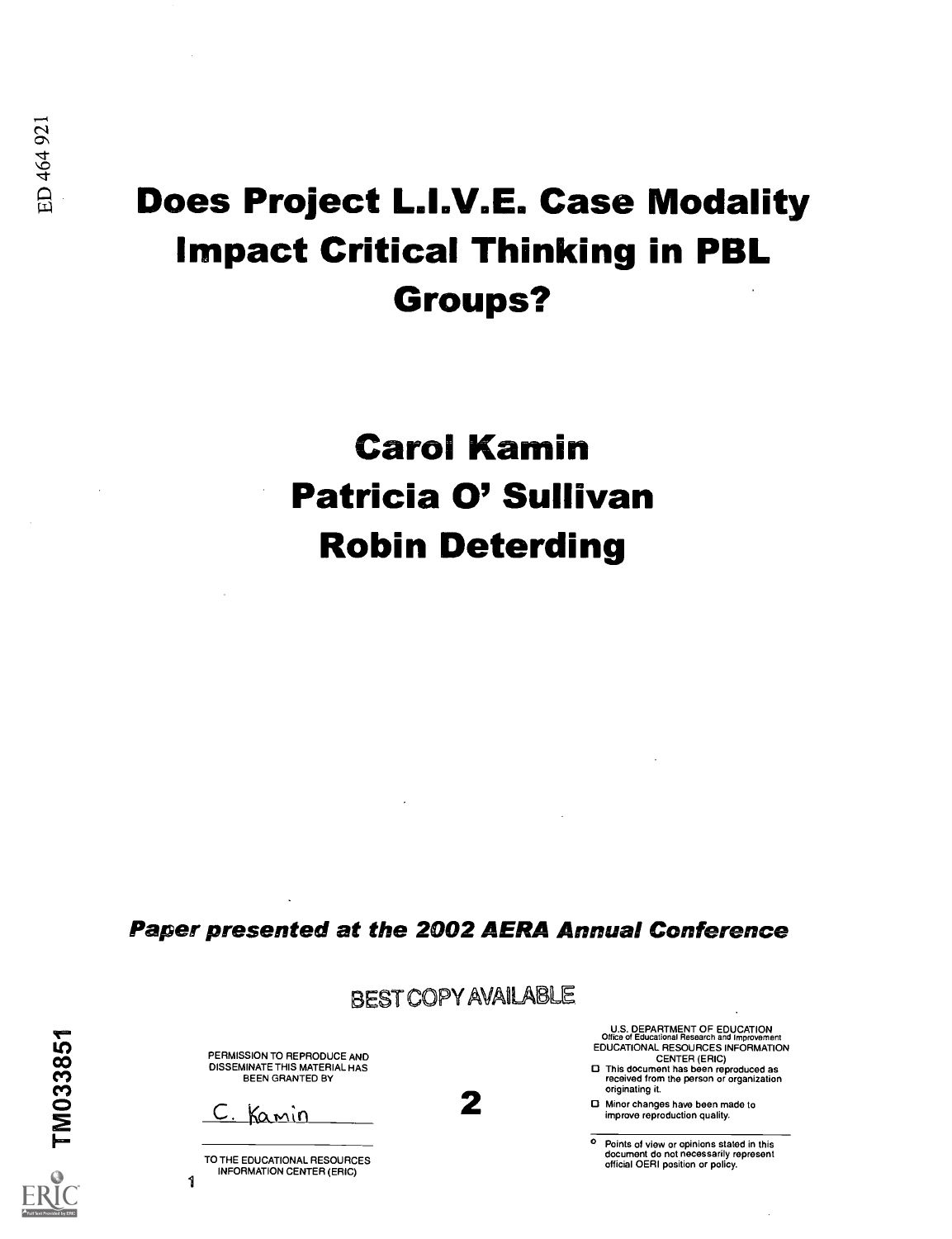ED 464 921

# Does Project L.I.V.E. Case Modality Impact Critical Thinking in PBL Groups?

## Carol Kamin
## Patricia O' Sullivan
## Robin Deterding

***Paper presented at the 2002 AERA Annual Conference***

BEST COPY AVAILABLE

PERMISSION TO REPRODUCE AND DISSEMINATE THIS MATERIAL HAS BEEN GRANTED BY

C. Kamin

TO THE EDUCATIONAL RESOURCES INFORMATION CENTER (ERIC)

1

2

U.S. DEPARTMENT OF EDUCATION
Office of Educational Research and Improvement
EDUCATIONAL RESOURCES INFORMATION CENTER (ERIC)

- This document has been reproduced as received from the person or organization originating it.
- Minor changes have been made to improve reproduction quality.

- Points of view or opinions stated in this document do not necessarily represent official OERI position or policy.

TM033851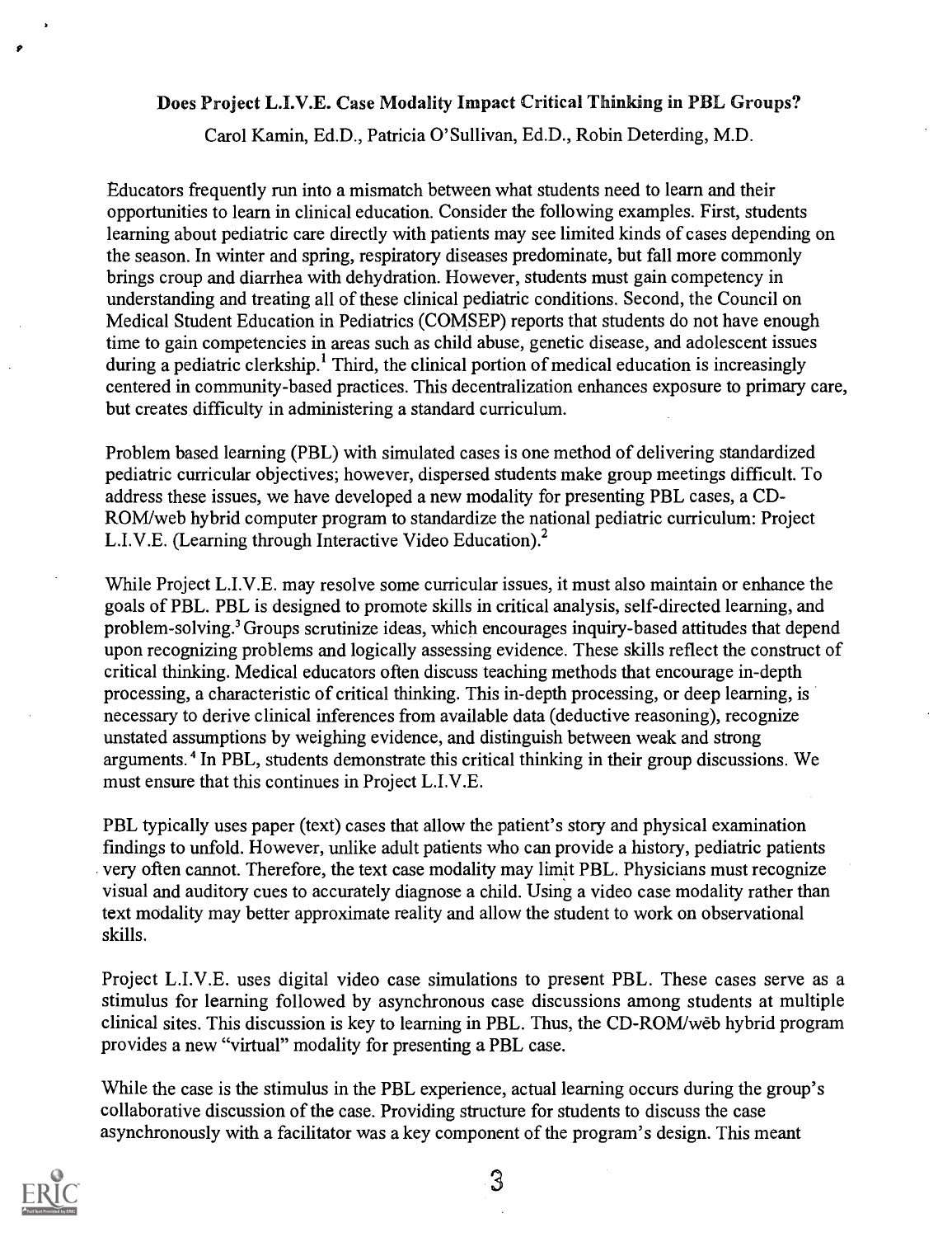## Does Project L.I.V.E. Case Modality Impact Critical Thinking in PBL Groups?

Carol Kamin, Ed.D., Patricia O'Sullivan, Ed.D., Robin Deterding, M.D.

Educators frequently run into a mismatch between what students need to learn and their opportunities to learn in clinical education. Consider the following examples. First, students learning about pediatric care directly with patients may see limited kinds of cases depending on the season. In winter and spring, respiratory diseases predominate, but fall more commonly brings croup and diarrhea with dehydration. However, students must gain competency in understanding and treating all of these clinical pediatric conditions. Second, the Council on Medical Student Education in Pediatrics (COMSEP) reports that students do not have enough time to gain competencies in areas such as child abuse, genetic disease, and adolescent issues during a pediatric clerkship.[1] Third, the clinical portion of medical education is increasingly centered in community-based practices. This decentralization enhances exposure to primary care, but creates difficulty in administering a standard curriculum.

Problem based learning (PBL) with simulated cases is one method of delivering standardized pediatric curricular objectives; however, dispersed students make group meetings difficult. To address these issues, we have developed a new modality for presenting PBL cases, a CD-ROM/web hybrid computer program to standardize the national pediatric curriculum: Project L.I.V.E. (Learning through Interactive Video Education).[2]

While Project L.I.V.E. may resolve some curricular issues, it must also maintain or enhance the goals of PBL. PBL is designed to promote skills in critical analysis, self-directed learning, and problem-solving.[3] Groups scrutinize ideas, which encourages inquiry-based attitudes that depend upon recognizing problems and logically assessing evidence. These skills reflect the construct of critical thinking. Medical educators often discuss teaching methods that encourage in-depth processing, a characteristic of critical thinking. This in-depth processing, or deep learning, is necessary to derive clinical inferences from available data (deductive reasoning), recognize unstated assumptions by weighing evidence, and distinguish between weak and strong arguments.[4] In PBL, students demonstrate this critical thinking in their group discussions. We must ensure that this continues in Project L.I.V.E.

PBL typically uses paper (text) cases that allow the patient's story and physical examination findings to unfold. However, unlike adult patients who can provide a history, pediatric patients very often cannot. Therefore, the text case modality may limit PBL. Physicians must recognize visual and auditory cues to accurately diagnose a child. Using a video case modality rather than text modality may better approximate reality and allow the student to work on observational skills.

Project L.I.V.E. uses digital video case simulations to present PBL. These cases serve as a stimulus for learning followed by asynchronous case discussions among students at multiple clinical sites. This discussion is key to learning in PBL. Thus, the CD-ROM/web hybrid program provides a new "virtual" modality for presenting a PBL case.

While the case is the stimulus in the PBL experience, actual learning occurs during the group's collaborative discussion of the case. Providing structure for students to discuss the case asynchronously with a facilitator was a key component of the program's design. This meant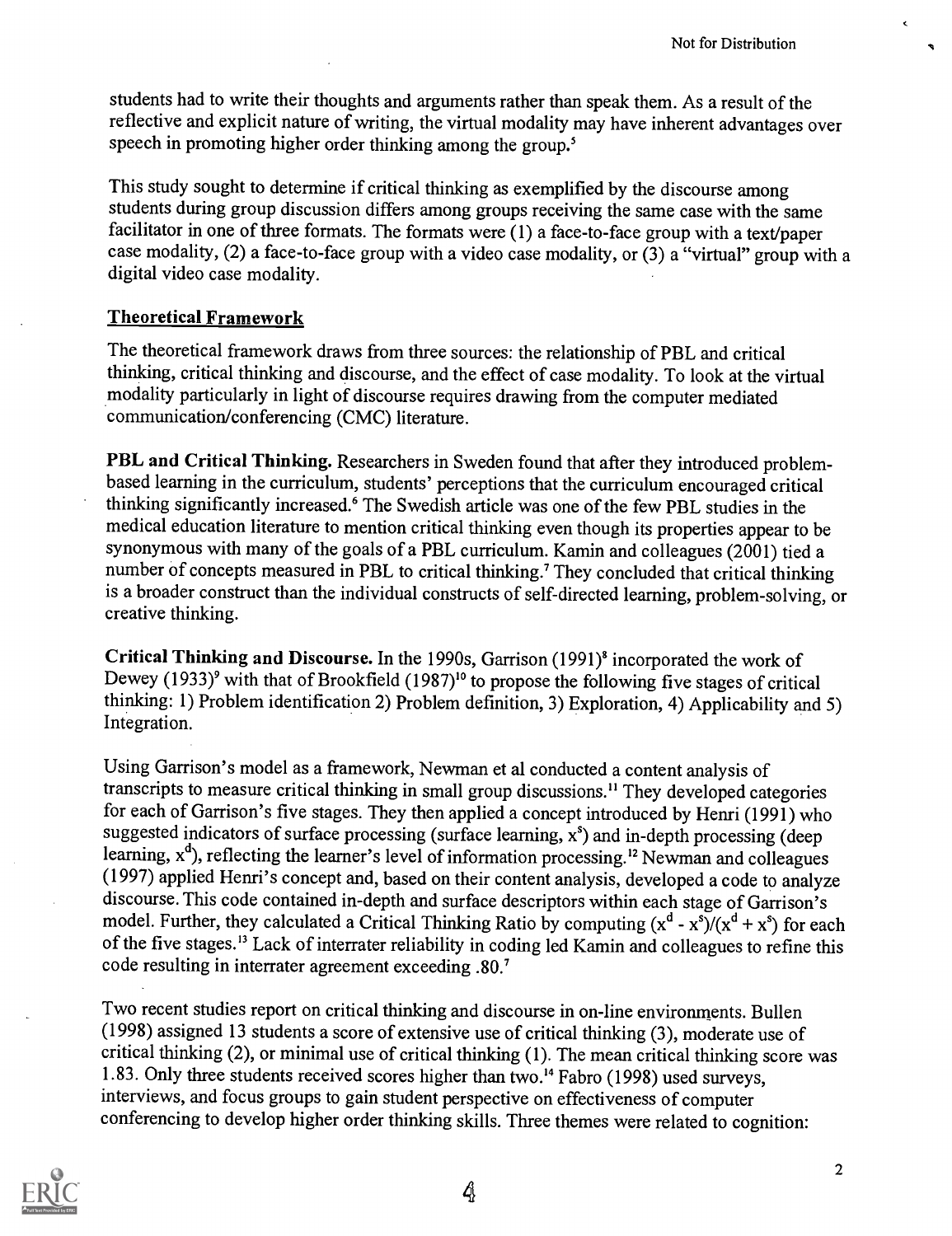students had to write their thoughts and arguments rather than speak them. As a result of the reflective and explicit nature of writing, the virtual modality may have inherent advantages over speech in promoting higher order thinking among the group.[5]

This study sought to determine if critical thinking as exemplified by the discourse among students during group discussion differs among groups receiving the same case with the same facilitator in one of three formats. The formats were (1) a face-to-face group with a text/paper case modality, (2) a face-to-face group with a video case modality, or (3) a "virtual" group with a digital video case modality.

## Theoretical Framework

The theoretical framework draws from three sources: the relationship of PBL and critical thinking, critical thinking and discourse, and the effect of case modality. To look at the virtual modality particularly in light of discourse requires drawing from the computer mediated communication/conferencing (CMC) literature.

**PBL and Critical Thinking.** Researchers in Sweden found that after they introduced problem-based learning in the curriculum, students' perceptions that the curriculum encouraged critical thinking significantly increased.[6] The Swedish article was one of the few PBL studies in the medical education literature to mention critical thinking even though its properties appear to be synonymous with many of the goals of a PBL curriculum. Kamin and colleagues (2001) tied a number of concepts measured in PBL to critical thinking.[7] They concluded that critical thinking is a broader construct than the individual constructs of self-directed learning, problem-solving, or creative thinking.

**Critical Thinking and Discourse.** In the 1990s, Garrison (1991)[8] incorporated the work of Dewey (1933)[9] with that of Brookfield (1987)[10] to propose the following five stages of critical thinking: 1) Problem identification 2) Problem definition, 3) Exploration, 4) Applicability and 5) Integration.

Using Garrison's model as a framework, Newman et al conducted a content analysis of transcripts to measure critical thinking in small group discussions.[11] They developed categories for each of Garrison's five stages. They then applied a concept introduced by Henri (1991) who suggested indicators of surface processing (surface learning, $x^s$) and in-depth processing (deep learning, $x^d$), reflecting the learner's level of information processing.[12] Newman and colleagues (1997) applied Henri's concept and, based on their content analysis, developed a code to analyze discourse. This code contained in-depth and surface descriptors within each stage of Garrison's model. Further, they calculated a Critical Thinking Ratio by computing $(x^d - x^s)/(x^d + x^s)$ for each of the five stages.[13] Lack of interrater reliability in coding led Kamin and colleagues to refine this code resulting in interrater agreement exceeding .80.[7]

Two recent studies report on critical thinking and discourse in on-line environments. Bullen (1998) assigned 13 students a score of extensive use of critical thinking (3), moderate use of critical thinking (2), or minimal use of critical thinking (1). The mean critical thinking score was 1.83. Only three students received scores higher than two.[14] Fabro (1998) used surveys, interviews, and focus groups to gain student perspective on effectiveness of computer conferencing to develop higher order thinking skills. Three themes were related to cognition: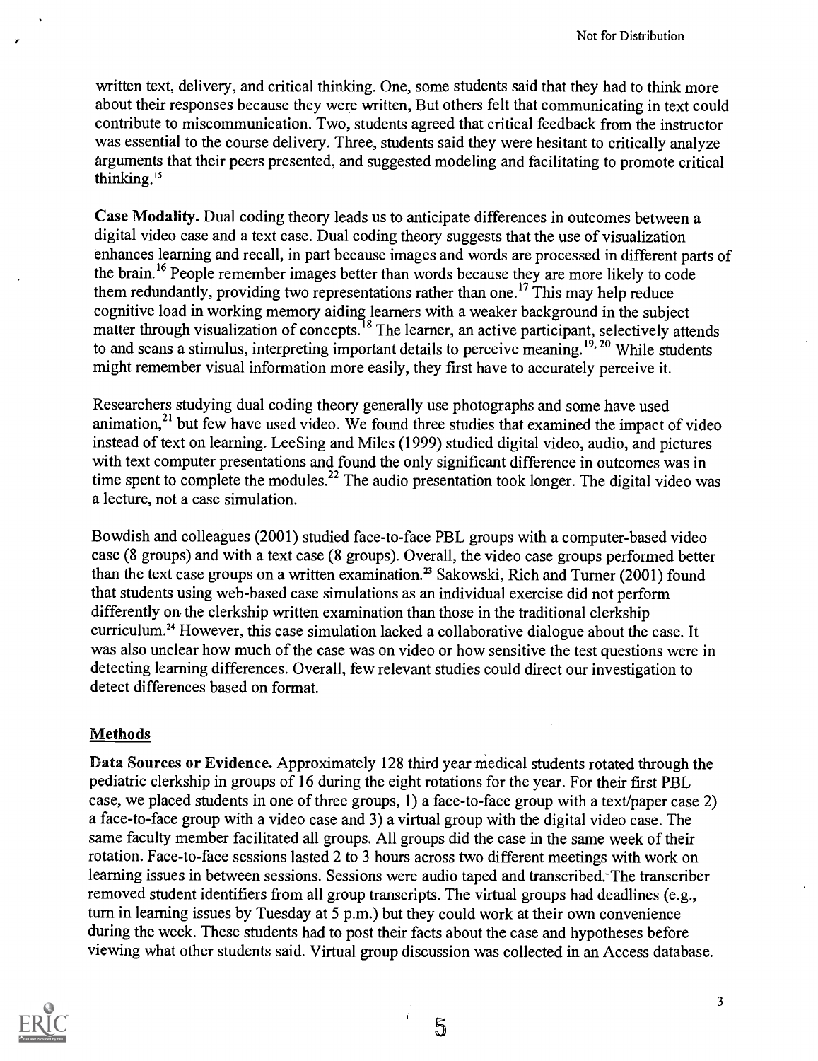written text, delivery, and critical thinking. One, some students said that they had to think more about their responses because they were written, But others felt that communicating in text could contribute to miscommunication. Two, students agreed that critical feedback from the instructor was essential to the course delivery. Three, students said they were hesitant to critically analyze arguments that their peers presented, and suggested modeling and facilitating to promote critical thinking.[15]

**Case Modality.** Dual coding theory leads us to anticipate differences in outcomes between a digital video case and a text case. Dual coding theory suggests that the use of visualization enhances learning and recall, in part because images and words are processed in different parts of the brain.[16] People remember images better than words because they are more likely to code them redundantly, providing two representations rather than one.[17] This may help reduce cognitive load in working memory aiding learners with a weaker background in the subject matter through visualization of concepts.[18] The learner, an active participant, selectively attends to and scans a stimulus, interpreting important details to perceive meaning.[19, 20] While students might remember visual information more easily, they first have to accurately perceive it.

Researchers studying dual coding theory generally use photographs and some have used animation,[21] but few have used video. We found three studies that examined the impact of video instead of text on learning. LeeSing and Miles (1999) studied digital video, audio, and pictures with text computer presentations and found the only significant difference in outcomes was in time spent to complete the modules.[22] The audio presentation took longer. The digital video was a lecture, not a case simulation.

Bowdish and colleagues (2001) studied face-to-face PBL groups with a computer-based video case (8 groups) and with a text case (8 groups). Overall, the video case groups performed better than the text case groups on a written examination.[23] Sakowski, Rich and Turner (2001) found that students using web-based case simulations as an individual exercise did not perform differently on the clerkship written examination than those in the traditional clerkship curriculum.[24] However, this case simulation lacked a collaborative dialogue about the case. It was also unclear how much of the case was on video or how sensitive the test questions were in detecting learning differences. Overall, few relevant studies could direct our investigation to detect differences based on format.

## Methods

**Data Sources or Evidence.** Approximately 128 third year medical students rotated through the pediatric clerkship in groups of 16 during the eight rotations for the year. For their first PBL case, we placed students in one of three groups, 1) a face-to-face group with a text/paper case 2) a face-to-face group with a video case and 3) a virtual group with the digital video case. The same faculty member facilitated all groups. All groups did the case in the same week of their rotation. Face-to-face sessions lasted 2 to 3 hours across two different meetings with work on learning issues in between sessions. Sessions were audio taped and transcribed. The transcriber removed student identifiers from all group transcripts. The virtual groups had deadlines (e.g., turn in learning issues by Tuesday at 5 p.m.) but they could work at their own convenience during the week. These students had to post their facts about the case and hypotheses before viewing what other students said. Virtual group discussion was collected in an Access database.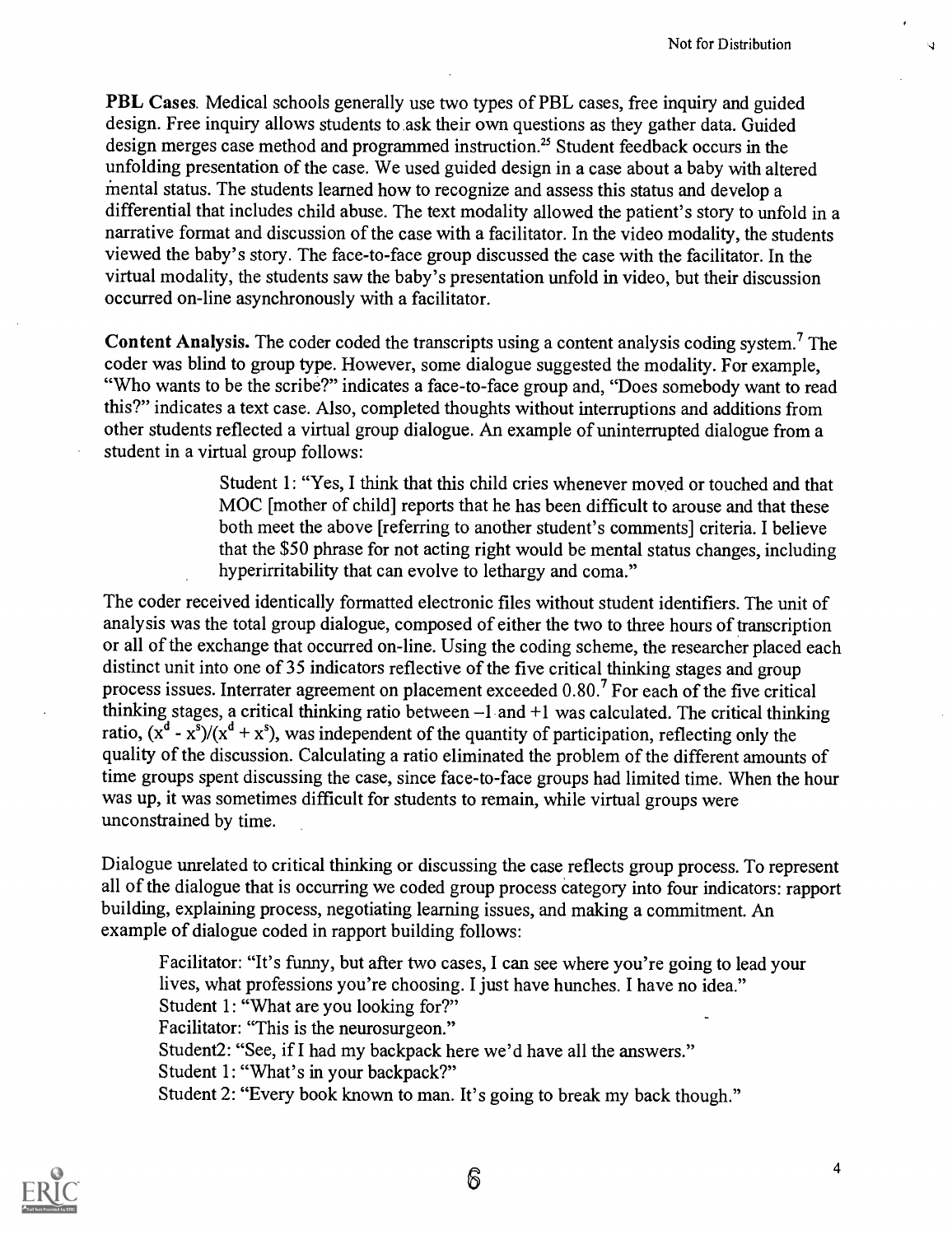**PBL Cases**. Medical schools generally use two types of PBL cases, free inquiry and guided design. Free inquiry allows students to ask their own questions as they gather data. Guided design merges case method and programmed instruction.[25] Student feedback occurs in the unfolding presentation of the case. We used guided design in a case about a baby with altered mental status. The students learned how to recognize and assess this status and develop a differential that includes child abuse. The text modality allowed the patient's story to unfold in a narrative format and discussion of the case with a facilitator. In the video modality, the students viewed the baby's story. The face-to-face group discussed the case with the facilitator. In the virtual modality, the students saw the baby's presentation unfold in video, but their discussion occurred on-line asynchronously with a facilitator.

**Content Analysis.** The coder coded the transcripts using a content analysis coding system.[7] The coder was blind to group type. However, some dialogue suggested the modality. For example, "Who wants to be the scribe?" indicates a face-to-face group and, "Does somebody want to read this?" indicates a text case. Also, completed thoughts without interruptions and additions from other students reflected a virtual group dialogue. An example of uninterrupted dialogue from a student in a virtual group follows:

> Student 1: "Yes, I think that this child cries whenever moved or touched and that MOC [mother of child] reports that he has been difficult to arouse and that these both meet the above [referring to another student's comments] criteria. I believe that the $50 phrase for not acting right would be mental status changes, including hyperirritability that can evolve to lethargy and coma."

The coder received identically formatted electronic files without student identifiers. The unit of analysis was the total group dialogue, composed of either the two to three hours of transcription or all of the exchange that occurred on-line. Using the coding scheme, the researcher placed each distinct unit into one of 35 indicators reflective of the five critical thinking stages and group process issues. Interrater agreement on placement exceeded 0.80.[7] For each of the five critical thinking stages, a critical thinking ratio between –1 and +1 was calculated. The critical thinking ratio, $(x^d - x^s)/(x^d + x^s)$, was independent of the quantity of participation, reflecting only the quality of the discussion. Calculating a ratio eliminated the problem of the different amounts of time groups spent discussing the case, since face-to-face groups had limited time. When the hour was up, it was sometimes difficult for students to remain, while virtual groups were unconstrained by time.

Dialogue unrelated to critical thinking or discussing the case reflects group process. To represent all of the dialogue that is occurring we coded group process category into four indicators: rapport building, explaining process, negotiating learning issues, and making a commitment. An example of dialogue coded in rapport building follows:

> Facilitator: "It's funny, but after two cases, I can see where you're going to lead your lives, what professions you're choosing. I just have hunches. I have no idea."
> Student 1: "What are you looking for?"
> Facilitator: "This is the neurosurgeon."
> Student2: "See, if I had my backpack here we'd have all the answers."
> Student 1: "What's in your backpack?"
> Student 2: "Every book known to man. It's going to break my back though."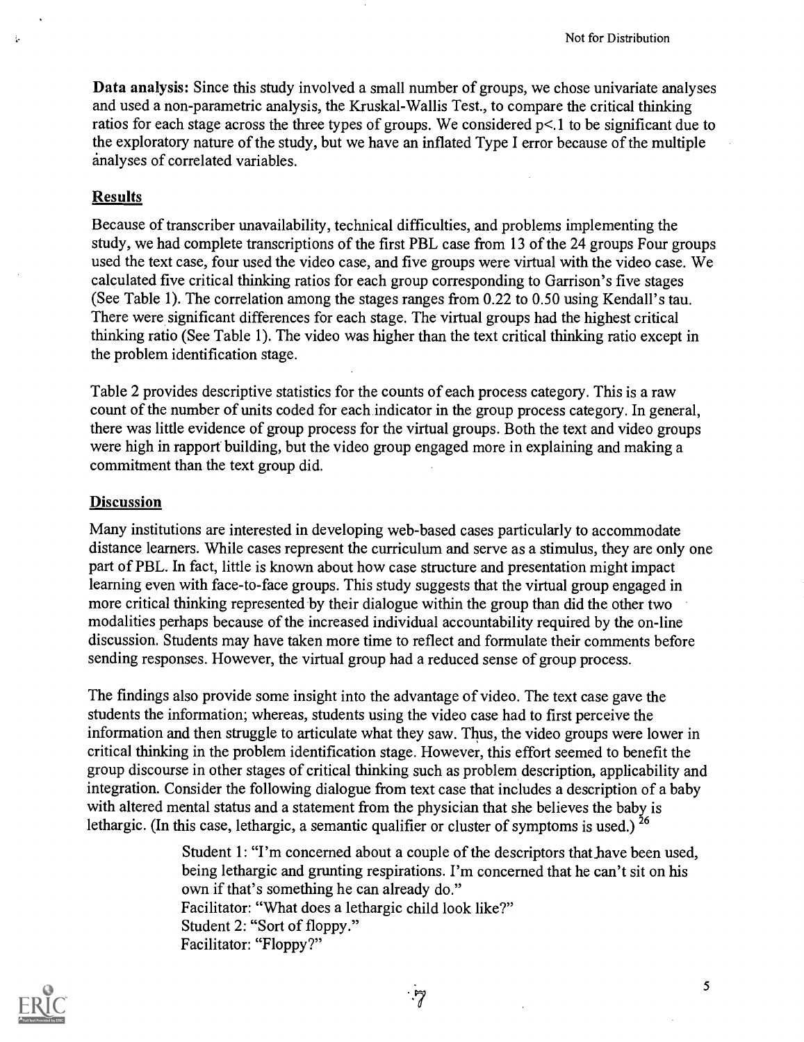**Data analysis:** Since this study involved a small number of groups, we chose univariate analyses and used a non-parametric analysis, the Kruskal-Wallis Test., to compare the critical thinking ratios for each stage across the three types of groups. We considered $p<.1$ to be significant due to the exploratory nature of the study, but we have an inflated Type I error because of the multiple analyses of correlated variables.

## Results

Because of transcriber unavailability, technical difficulties, and problems implementing the study, we had complete transcriptions of the first PBL case from 13 of the 24 groups Four groups used the text case, four used the video case, and five groups were virtual with the video case. We calculated five critical thinking ratios for each group corresponding to Garrison's five stages (See Table 1). The correlation among the stages ranges from 0.22 to 0.50 using Kendall's tau. There were significant differences for each stage. The virtual groups had the highest critical thinking ratio (See Table 1). The video was higher than the text critical thinking ratio except in the problem identification stage.

Table 2 provides descriptive statistics for the counts of each process category. This is a raw count of the number of units coded for each indicator in the group process category. In general, there was little evidence of group process for the virtual groups. Both the text and video groups were high in rapport building, but the video group engaged more in explaining and making a commitment than the text group did.

## Discussion

Many institutions are interested in developing web-based cases particularly to accommodate distance learners. While cases represent the curriculum and serve as a stimulus, they are only one part of PBL. In fact, little is known about how case structure and presentation might impact learning even with face-to-face groups. This study suggests that the virtual group engaged in more critical thinking represented by their dialogue within the group than did the other two modalities perhaps because of the increased individual accountability required by the on-line discussion. Students may have taken more time to reflect and formulate their comments before sending responses. However, the virtual group had a reduced sense of group process.

The findings also provide some insight into the advantage of video. The text case gave the students the information; whereas, students using the video case had to first perceive the information and then struggle to articulate what they saw. Thus, the video groups were lower in critical thinking in the problem identification stage. However, this effort seemed to benefit the group discourse in other stages of critical thinking such as problem description, applicability and integration. Consider the following dialogue from text case that includes a description of a baby with altered mental status and a statement from the physician that she believes the baby is lethargic. (In this case, lethargic, a semantic qualifier or cluster of symptoms is used.) [26]

> Student 1: "I'm concerned about a couple of the descriptors that have been used, being lethargic and grunting respirations. I'm concerned that he can't sit on his own if that's something he can already do."
> Facilitator: "What does a lethargic child look like?"
> Student 2: "Sort of floppy."
> Facilitator: "Floppy?"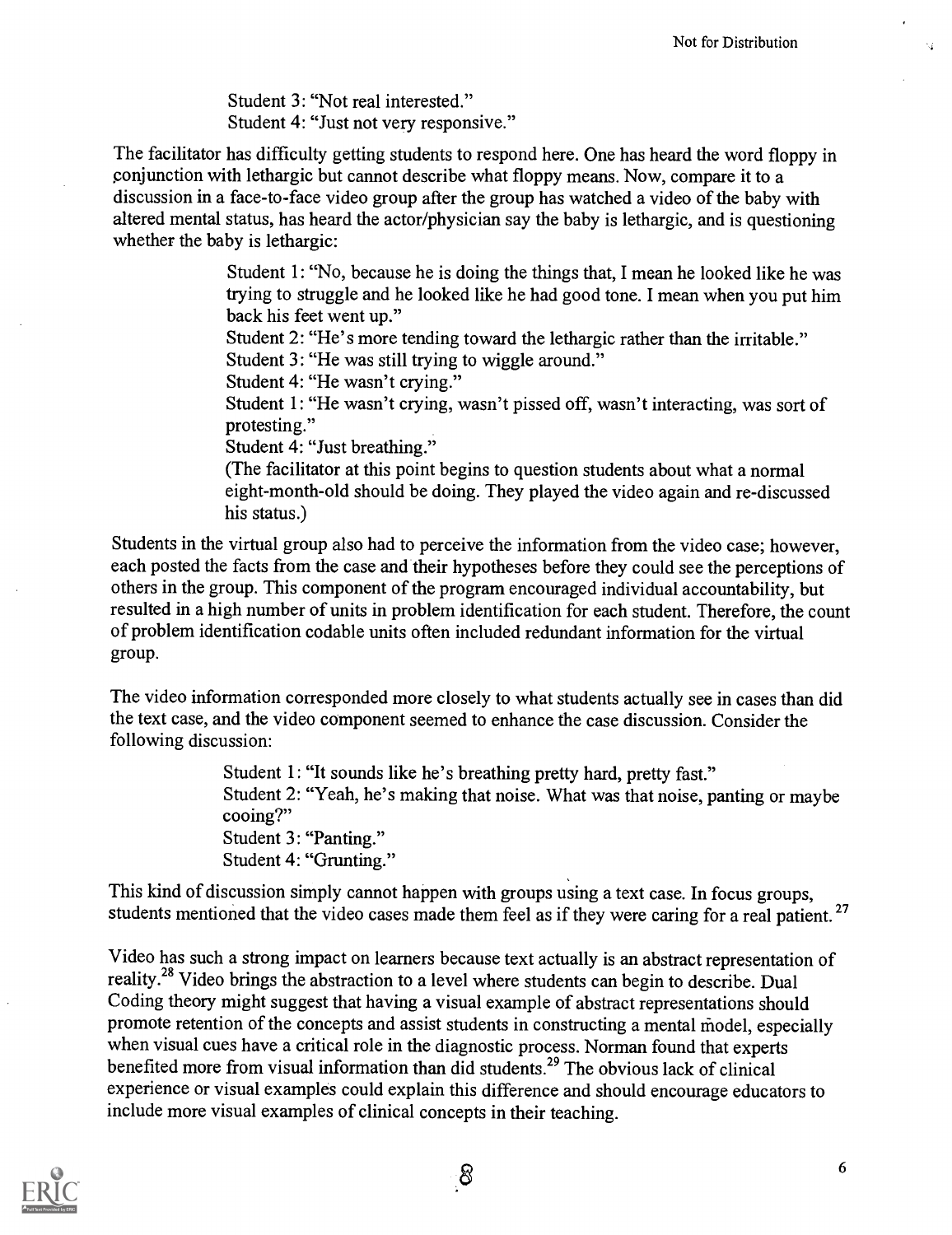Student 3: "Not real interested."
Student 4: "Just not very responsive."

The facilitator has difficulty getting students to respond here. One has heard the word floppy in conjunction with lethargic but cannot describe what floppy means. Now, compare it to a discussion in a face-to-face video group after the group has watched a video of the baby with altered mental status, has heard the actor/physician say the baby is lethargic, and is questioning whether the baby is lethargic:

> Student 1: "No, because he is doing the things that, I mean he looked like he was trying to struggle and he looked like he had good tone. I mean when you put him back his feet went up."
> Student 2: "He's more tending toward the lethargic rather than the irritable."
> Student 3: "He was still trying to wiggle around."
> Student 4: "He wasn't crying."
> Student 1: "He wasn't crying, wasn't pissed off, wasn't interacting, was sort of protesting."
> Student 4: "Just breathing."
> (The facilitator at this point begins to question students about what a normal eight-month-old should be doing. They played the video again and re-discussed his status.)

Students in the virtual group also had to perceive the information from the video case; however, each posted the facts from the case and their hypotheses before they could see the perceptions of others in the group. This component of the program encouraged individual accountability, but resulted in a high number of units in problem identification for each student. Therefore, the count of problem identification codable units often included redundant information for the virtual group.

The video information corresponded more closely to what students actually see in cases than did the text case, and the video component seemed to enhance the case discussion. Consider the following discussion:

> Student 1: "It sounds like he's breathing pretty hard, pretty fast."
> Student 2: "Yeah, he's making that noise. What was that noise, panting or maybe cooing?"
> Student 3: "Panting."
> Student 4: "Grunting."

This kind of discussion simply cannot happen with groups using a text case. In focus groups, students mentioned that the video cases made them feel as if they were caring for a real patient.[27]

Video has such a strong impact on learners because text actually is an abstract representation of reality.[28] Video brings the abstraction to a level where students can begin to describe. Dual Coding theory might suggest that having a visual example of abstract representations should promote retention of the concepts and assist students in constructing a mental model, especially when visual cues have a critical role in the diagnostic process. Norman found that experts benefited more from visual information than did students.[29] The obvious lack of clinical experience or visual examples could explain this difference and should encourage educators to include more visual examples of clinical concepts in their teaching.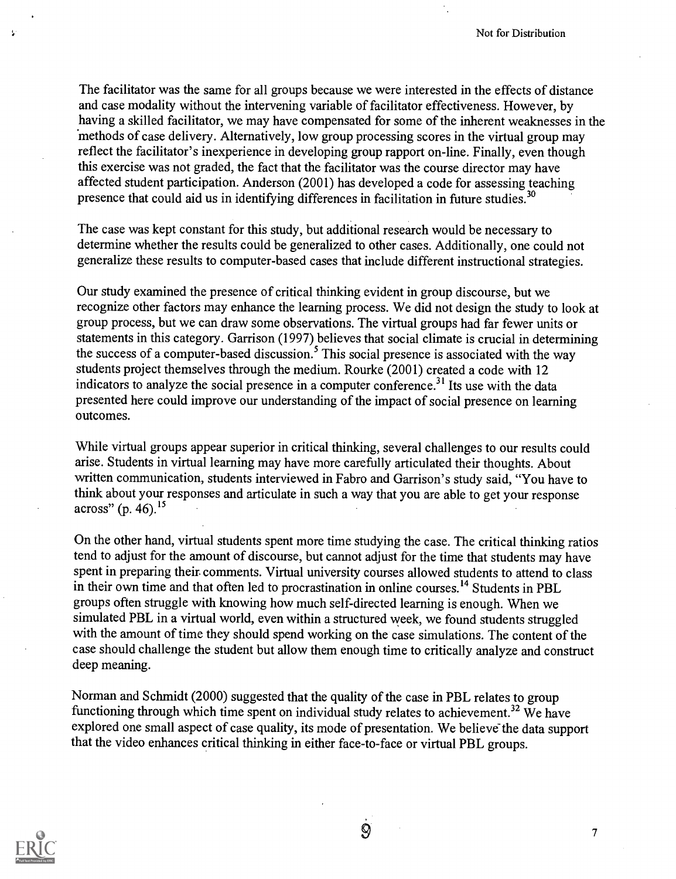The facilitator was the same for all groups because we were interested in the effects of distance and case modality without the intervening variable of facilitator effectiveness. However, by having a skilled facilitator, we may have compensated for some of the inherent weaknesses in the methods of case delivery. Alternatively, low group processing scores in the virtual group may reflect the facilitator's inexperience in developing group rapport on-line. Finally, even though this exercise was not graded, the fact that the facilitator was the course director may have affected student participation. Anderson (2001) has developed a code for assessing teaching presence that could aid us in identifying differences in facilitation in future studies.[30]

The case was kept constant for this study, but additional research would be necessary to determine whether the results could be generalized to other cases. Additionally, one could not generalize these results to computer-based cases that include different instructional strategies.

Our study examined the presence of critical thinking evident in group discourse, but we recognize other factors may enhance the learning process. We did not design the study to look at group process, but we can draw some observations. The virtual groups had far fewer units or statements in this category. Garrison (1997) believes that social climate is crucial in determining the success of a computer-based discussion.[5] This social presence is associated with the way students project themselves through the medium. Rourke (2001) created a code with 12 indicators to analyze the social presence in a computer conference.[31] Its use with the data presented here could improve our understanding of the impact of social presence on learning outcomes.

While virtual groups appear superior in critical thinking, several challenges to our results could arise. Students in virtual learning may have more carefully articulated their thoughts. About written communication, students interviewed in Fabro and Garrison's study said, "You have to think about your responses and articulate in such a way that you are able to get your response across" (p. 46).[15]

On the other hand, virtual students spent more time studying the case. The critical thinking ratios tend to adjust for the amount of discourse, but cannot adjust for the time that students may have spent in preparing their comments. Virtual university courses allowed students to attend to class in their own time and that often led to procrastination in online courses.[14] Students in PBL groups often struggle with knowing how much self-directed learning is enough. When we simulated PBL in a virtual world, even within a structured week, we found students struggled with the amount of time they should spend working on the case simulations. The content of the case should challenge the student but allow them enough time to critically analyze and construct deep meaning.

Norman and Schmidt (2000) suggested that the quality of the case in PBL relates to group functioning through which time spent on individual study relates to achievement.[32] We have explored one small aspect of case quality, its mode of presentation. We believe the data support that the video enhances critical thinking in either face-to-face or virtual PBL groups.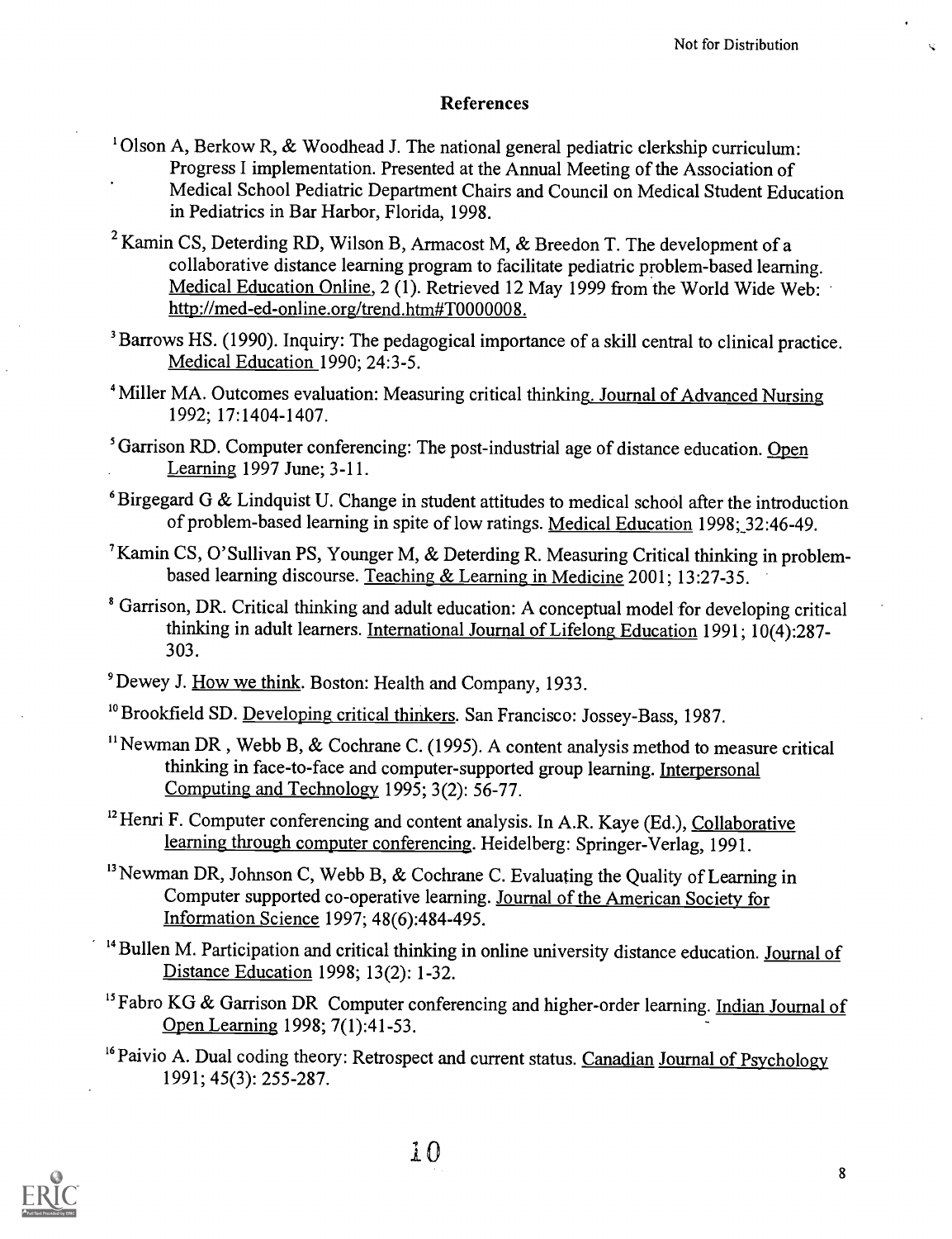## References

[1] Olson A, Berkow R, & Woodhead J. The national general pediatric clerkship curriculum: Progress I implementation. Presented at the Annual Meeting of the Association of Medical School Pediatric Department Chairs and Council on Medical Student Education in Pediatrics in Bar Harbor, Florida, 1998.

[2] Kamin CS, Deterding RD, Wilson B, Armacost M, & Breedon T. The development of a collaborative distance learning program to facilitate pediatric problem-based learning. Medical Education Online, 2 (1). Retrieved 12 May 1999 from the World Wide Web: http://med-ed-online.org/trend.htm#T0000008.

[3] Barrows HS. (1990). Inquiry: The pedagogical importance of a skill central to clinical practice. Medical Education 1990; 24:3-5.

[4] Miller MA. Outcomes evaluation: Measuring critical thinking. Journal of Advanced Nursing 1992; 17:1404-1407.

[5] Garrison RD. Computer conferencing: The post-industrial age of distance education. Open Learning 1997 June; 3-11.

[6] Birgegard G & Lindquist U. Change in student attitudes to medical school after the introduction of problem-based learning in spite of low ratings. Medical Education 1998; 32:46-49.

[7] Kamin CS, O'Sullivan PS, Younger M, & Deterding R. Measuring Critical thinking in problem-based learning discourse. Teaching & Learning in Medicine 2001; 13:27-35.

[8] Garrison, DR. Critical thinking and adult education: A conceptual model for developing critical thinking in adult learners. International Journal of Lifelong Education 1991; 10(4):287-303.

[9] Dewey J. How we think. Boston: Health and Company, 1933.

[10] Brookfield SD. Developing critical thinkers. San Francisco: Jossey-Bass, 1987.

[11] Newman DR , Webb B, & Cochrane C. (1995). A content analysis method to measure critical thinking in face-to-face and computer-supported group learning. Interpersonal Computing and Technology 1995; 3(2): 56-77.

[12] Henri F. Computer conferencing and content analysis. In A.R. Kaye (Ed.), Collaborative learning through computer conferencing. Heidelberg: Springer-Verlag, 1991.

[13] Newman DR, Johnson C, Webb B, & Cochrane C. Evaluating the Quality of Learning in Computer supported co-operative learning. Journal of the American Society for Information Science 1997; 48(6):484-495.

[14] Bullen M. Participation and critical thinking in online university distance education. Journal of Distance Education 1998; 13(2): 1-32.

[15] Fabro KG & Garrison DR Computer conferencing and higher-order learning. Indian Journal of Open Learning 1998; 7(1):41-53.

[16] Paivio A. Dual coding theory: Retrospect and current status. Canadian Journal of Psychology 1991; 45(3): 255-287.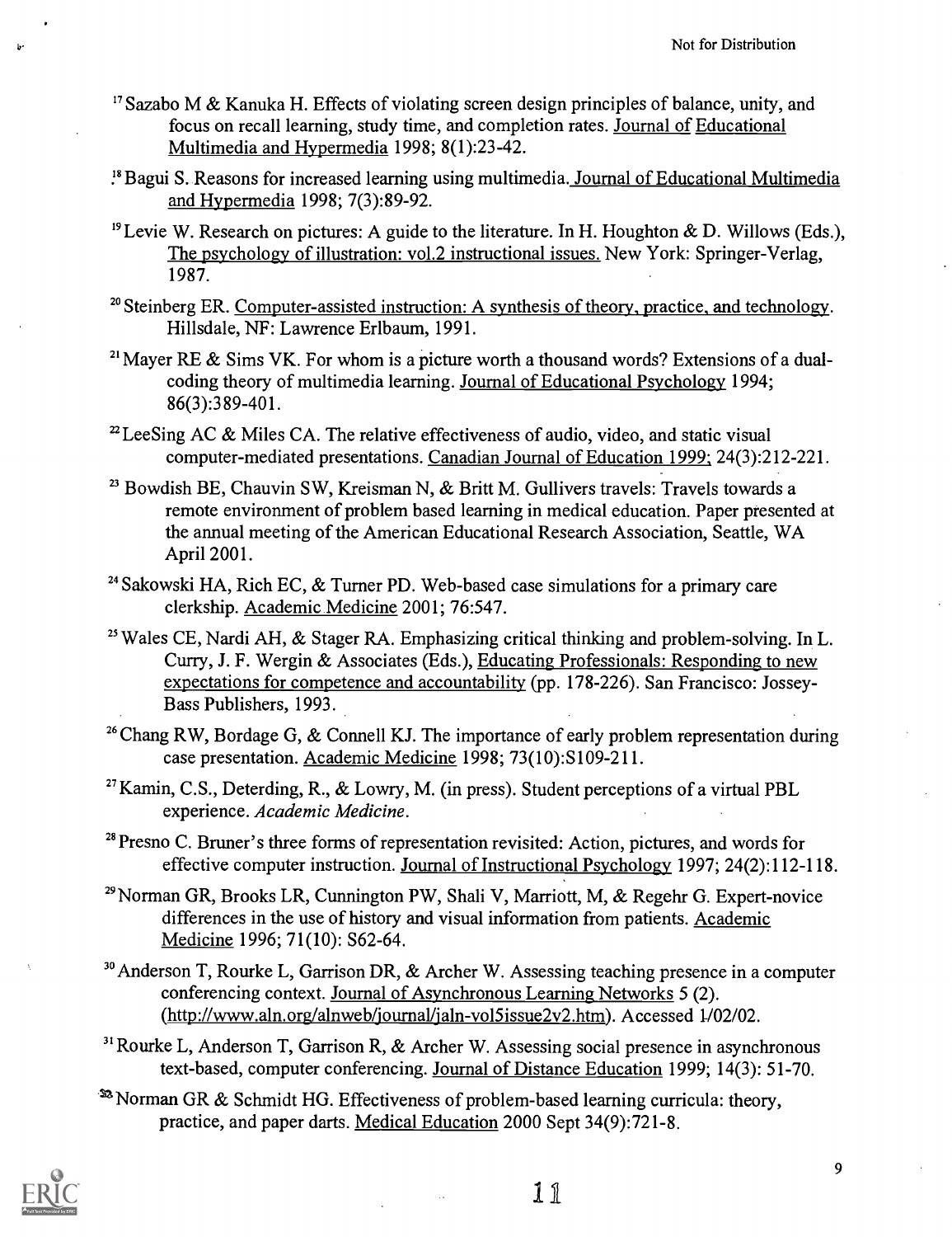[17] Sazabo M & Kanuka H. Effects of violating screen design principles of balance, unity, and focus on recall learning, study time, and completion rates. Journal of Educational Multimedia and Hypermedia 1998; 8(1):23-42.

[18] Bagui S. Reasons for increased learning using multimedia. Journal of Educational Multimedia and Hypermedia 1998; 7(3):89-92.

[19] Levie W. Research on pictures: A guide to the literature. In H. Houghton & D. Willows (Eds.), The psychology of illustration: vol.2 instructional issues. New York: Springer-Verlag, 1987.

[20] Steinberg ER. Computer-assisted instruction: A synthesis of theory, practice, and technology. Hillsdale, NF: Lawrence Erlbaum, 1991.

[21] Mayer RE & Sims VK. For whom is a picture worth a thousand words? Extensions of a dual-coding theory of multimedia learning. Journal of Educational Psychology 1994; 86(3):389-401.

[22] LeeSing AC & Miles CA. The relative effectiveness of audio, video, and static visual computer-mediated presentations. Canadian Journal of Education 1999; 24(3):212-221.

[23] Bowdish BE, Chauvin SW, Kreisman N, & Britt M. Gullivers travels: Travels towards a remote environment of problem based learning in medical education. Paper presented at the annual meeting of the American Educational Research Association, Seattle, WA April 2001.

[24] Sakowski HA, Rich EC, & Turner PD. Web-based case simulations for a primary care clerkship. Academic Medicine 2001; 76:547.

[25] Wales CE, Nardi AH, & Stager RA. Emphasizing critical thinking and problem-solving. In L. Curry, J. F. Wergin & Associates (Eds.), Educating Professionals: Responding to new expectations for competence and accountability (pp. 178-226). San Francisco: Jossey-Bass Publishers, 1993.

[26] Chang RW, Bordage G, & Connell KJ. The importance of early problem representation during case presentation. Academic Medicine 1998; 73(10):S109-211.

[27] Kamin, C.S., Deterding, R., & Lowry, M. (in press). Student perceptions of a virtual PBL experience. *Academic Medicine*.

[28] Presno C. Bruner's three forms of representation revisited: Action, pictures, and words for effective computer instruction. Journal of Instructional Psychology 1997; 24(2):112-118.

[29] Norman GR, Brooks LR, Cunnington PW, Shali V, Marriott, M, & Regehr G. Expert-novice differences in the use of history and visual information from patients. Academic Medicine 1996; 71(10): S62-64.

[30] Anderson T, Rourke L, Garrison DR, & Archer W. Assessing teaching presence in a computer conferencing context. Journal of Asynchronous Learning Networks 5 (2). (http://www.aln.org/alnweb/journal/jaln-vol5issue2v2.htm). Accessed 1/02/02.

[31] Rourke L, Anderson T, Garrison R, & Archer W. Assessing social presence in asynchronous text-based, computer conferencing. Journal of Distance Education 1999; 14(3): 51-70.

[32] Norman GR & Schmidt HG. Effectiveness of problem-based learning curricula: theory, practice, and paper darts. Medical Education 2000 Sept 34(9):721-8.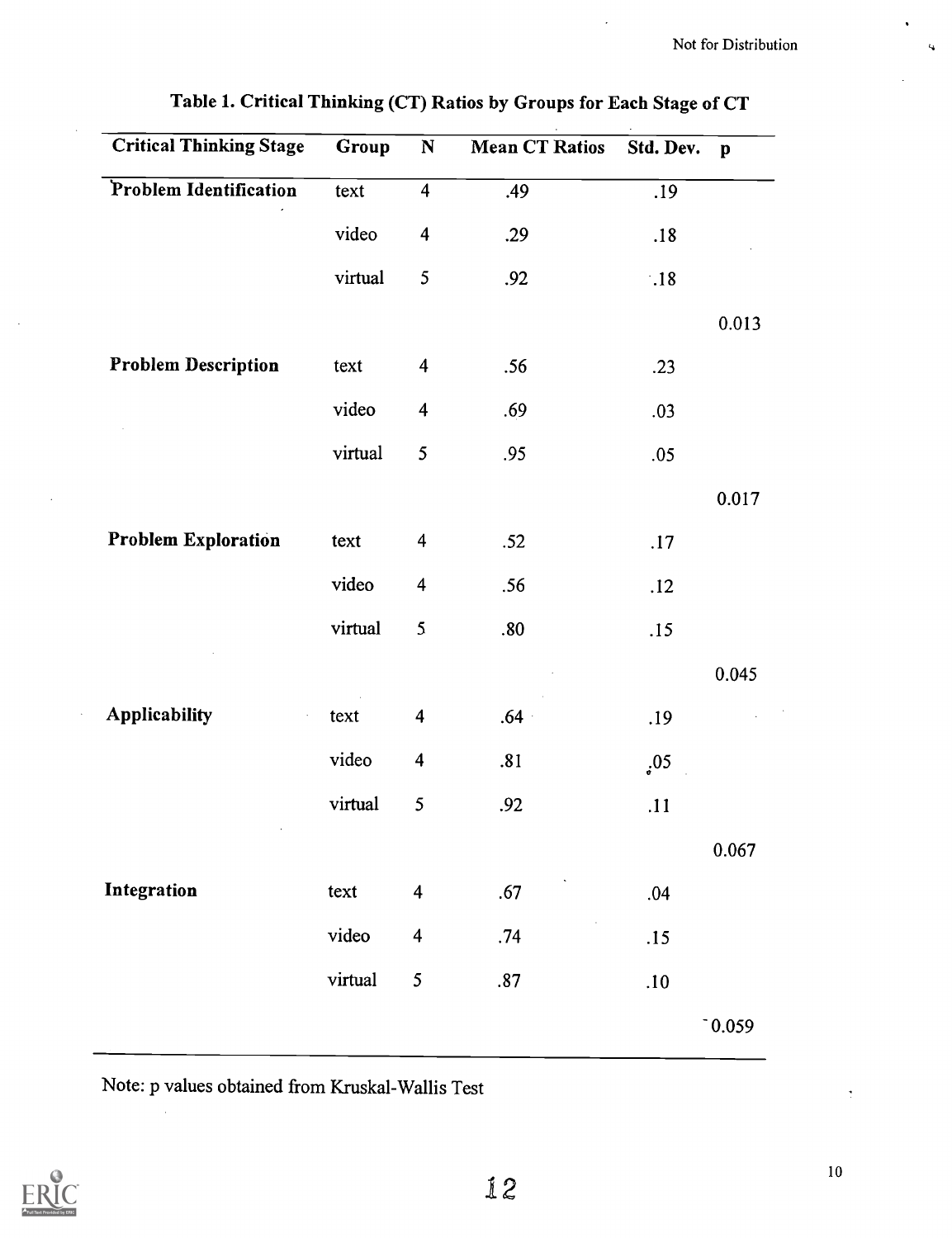**Table 1. Critical Thinking (CT) Ratios by Groups for Each Stage of CT**

| Critical Thinking Stage | Group | N | Mean CT Ratios | Std. Dev. | p |
|---|---|---|---|---|---|
| Problem Identification | text | 4 | .49 | .19 | |
| | video | 4 | .29 | .18 | |
| | virtual | 5 | .92 | .18 | |
| | | | | | 0.013 |
| Problem Description | text | 4 | .56 | .23 | |
| | video | 4 | .69 | .03 | |
| | virtual | 5 | .95 | .05 | |
| | | | | | 0.017 |
| Problem Exploration | text | 4 | .52 | .17 | |
| | video | 4 | .56 | .12 | |
| | virtual | 5 | .80 | .15 | |
| | | | | | 0.045 |
| Applicability | text | 4 | .64 | .19 | |
| | video | 4 | .81 | .05 | |
| | virtual | 5 | .92 | .11 | |
| | | | | | 0.067 |
| Integration | text | 4 | .67 | .04 | |
| | video | 4 | .74 | .15 | |
| | virtual | 5 | .87 | .10 | |
| | | | | | 0.059 |

Note: p values obtained from Kruskal-Wallis Test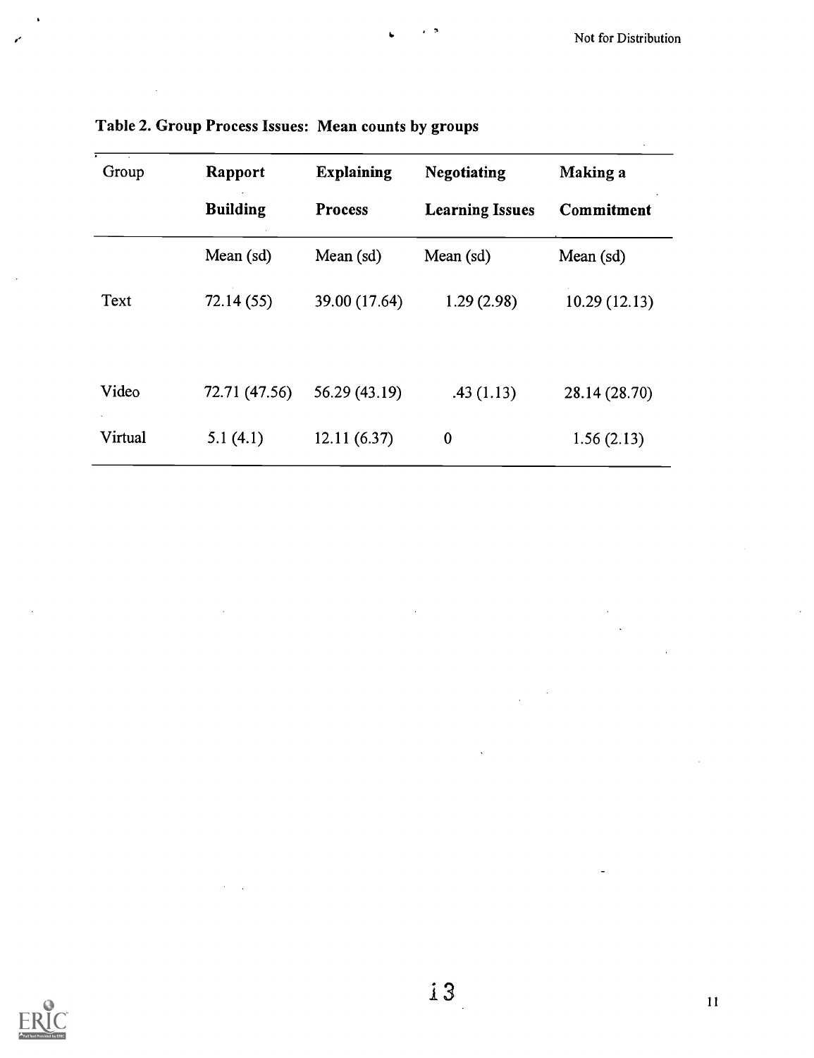**Table 2. Group Process Issues: Mean counts by groups**

| Group | Rapport Building | Explaining Process | Negotiating Learning Issues | Making a Commitment |
|---|---|---|---|---|
| | Mean (sd) | Mean (sd) | Mean (sd) | Mean (sd) |
| Text | 72.14 (55) | 39.00 (17.64) | 1.29 (2.98) | 10.29 (12.13) |
| Video | 72.71 (47.56) | 56.29 (43.19) | .43 (1.13) | 28.14 (28.70) |
| Virtual | 5.1 (4.1) | 12.11 (6.37) | 0 | 1.56 (2.13) |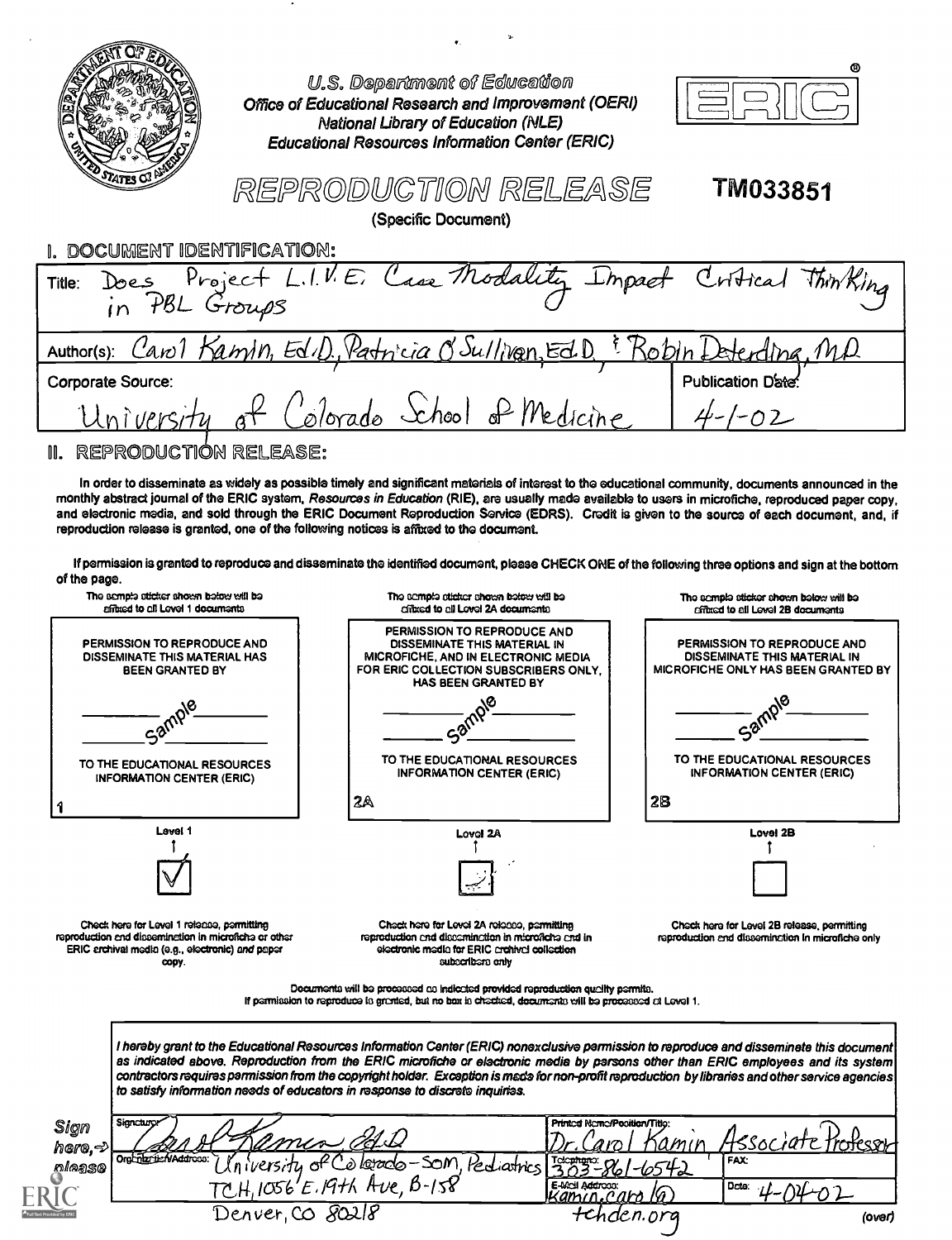U.S. Department of Education
Office of Educational Research and Improvement (OERI)
National Library of Education (NLE)
Educational Resources Information Center (ERIC)

# REPRODUCTION RELEASE

**TM033851**

(Specific Document)

## I. DOCUMENT IDENTIFICATION:

Title: Does Project L.I.V.E. Case Modality Impact Critical Thinking in PBL Groups

Author(s): Carol Kamin, Ed.D., Patricia O'Sullivan, Ed.D. & Robin Deterding, M.D.

Corporate Source: University of Colorado School of Medicine

Publication Date: 4-1-02

## II. REPRODUCTION RELEASE:

In order to disseminate as widely as possible timely and significant materials of interest to the educational community, documents announced in the monthly abstract journal of the ERIC system, *Resources in Education* (RIE), are usually made available to users in microfiche, reproduced paper copy, and electronic media, and sold through the ERIC Document Reproduction Service (EDRS). Credit is given to the source of each document, and, if reproduction release is granted, one of the following notices is affixed to the document.

If permission is granted to reproduce and disseminate the identified document, please CHECK ONE of the following three options and sign at the bottom of the page.

| The sample sticker shown below will be affixed to all Level 1 documents | The sample sticker shown below will be affixed to all Level 2A documents | The sample sticker shown below will be affixed to all Level 2B documents |
|---|---|---|
| PERMISSION TO REPRODUCE AND DISSEMINATE THIS MATERIAL HAS BEEN GRANTED BY _____ Sample _____ TO THE EDUCATIONAL RESOURCES INFORMATION CENTER (ERIC) | PERMISSION TO REPRODUCE AND DISSEMINATE THIS MATERIAL IN MICROFICHE, AND IN ELECTRONIC MEDIA FOR ERIC COLLECTION SUBSCRIBERS ONLY, HAS BEEN GRANTED BY _____ Sample _____ TO THE EDUCATIONAL RESOURCES INFORMATION CENTER (ERIC) | PERMISSION TO REPRODUCE AND DISSEMINATE THIS MATERIAL IN MICROFICHE ONLY HAS BEEN GRANTED BY _____ Sample _____ TO THE EDUCATIONAL RESOURCES INFORMATION CENTER (ERIC) |
| 1 | 2A | 2B |
| Level 1 | Level 2A | Level 2B |
| ☑ | ☐ | ☐ |
| Check here for Level 1 release, permitting reproduction and dissemination in microfiche or other ERIC archival media (e.g., electronic) *and* paper copy. | Check here for Level 2A release, permitting reproduction and dissemination in microfiche and in electronic media for ERIC archival collection subscribers only | Check here for Level 2B release, permitting reproduction and dissemination in microfiche only |

Documents will be processed as indicated provided reproduction quality permits.
If permission to reproduce is granted, but no box is checked, documents will be processed at Level 1.

*I hereby grant to the Educational Resources Information Center (ERIC) nonexclusive permission to reproduce and disseminate this document as indicated above. Reproduction from the ERIC microfiche or electronic media by persons other than ERIC employees and its system contractors requires permission from the copyright holder. Exception is made for non-profit reproduction by libraries and other service agencies to satisfy information needs of educators in response to discrete inquiries.*

**Sign here, please**

Signature: Carol Kamin Ed.D.

Printed Name/Position/Title: Dr. Carol Kamin Associate Professor

Organization/Address: University of Colorado - SOM, Pediatrics TCH, 1056 E. 19th Ave, B-158 Denver, CO 80218

Telephone: 303-861-6542

FAX:

E-Mail Address: kamin.carol@tchden.org

Date: 4-04-02

(over)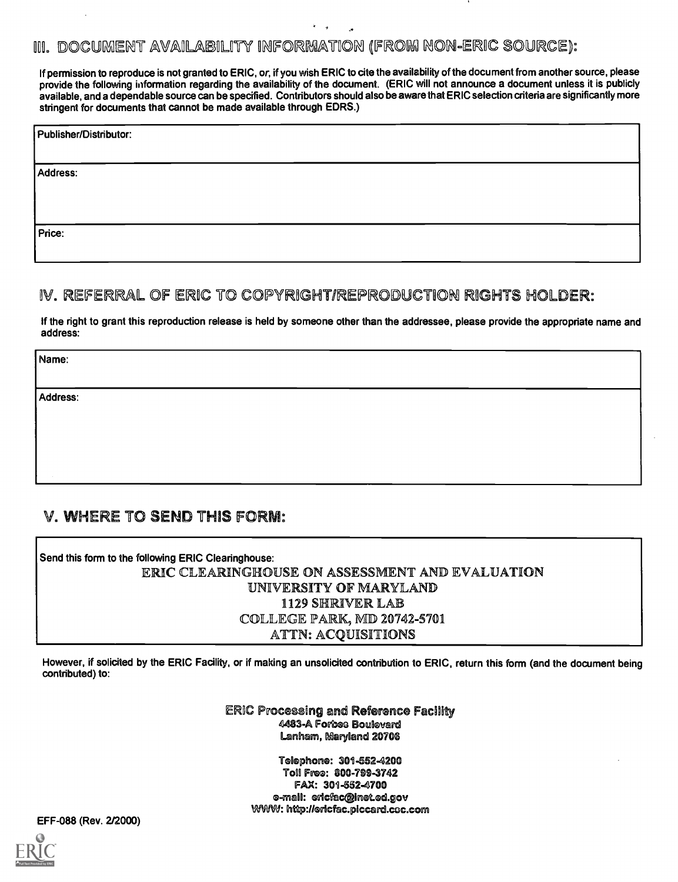## III. DOCUMENT AVAILABILITY INFORMATION (FROM NON-ERIC SOURCE):

If permission to reproduce is not granted to ERIC, or, if you wish ERIC to cite the availability of the document from another source, please provide the following information regarding the availability of the document. (ERIC will not announce a document unless it is publicly available, and a dependable source can be specified. Contributors should also be aware that ERIC selection criteria are significantly more stringent for documents that cannot be made available through EDRS.)

| |
|---|
| Publisher/Distributor: |
| Address: |
| Price: |

## IV. REFERRAL OF ERIC TO COPYRIGHT/REPRODUCTION RIGHTS HOLDER:

If the right to grant this reproduction release is held by someone other than the addressee, please provide the appropriate name and address:

| |
|---|
| Name: |
| Address: |

## V. WHERE TO SEND THIS FORM:

Send this form to the following ERIC Clearinghouse:

ERIC CLEARINGHOUSE ON ASSESSMENT AND EVALUATION
UNIVERSITY OF MARYLAND
1129 SHRIVER LAB
COLLEGE PARK, MD 20742-5701
ATTN: ACQUISITIONS

However, if solicited by the ERIC Facility, or if making an unsolicited contribution to ERIC, return this form (and the document being contributed) to:

**ERIC Processing and Reference Facility**
4483-A Forbes Boulevard
Lanham, Maryland 20706

Telephone: 301-552-4200
Toll Free: 800-799-3742
FAX: 301-552-4700
e-mail: ericfac@inet.ed.gov
WWW: http://ericfac.piccard.csc.com

EFF-088 (Rev. 2/2000)